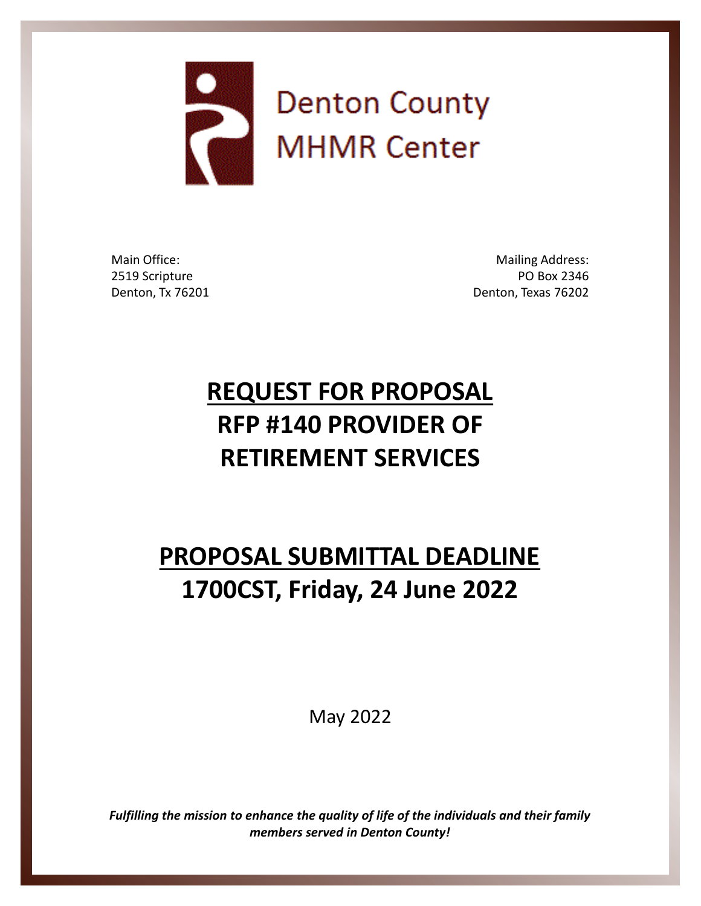# Denton County MHMR Center

Main Office:
2519 Scripture
Denton, Tx 76201

Mailing Address:
PO Box 2346
Denton, Texas 76202

# REQUEST FOR PROPOSAL
# RFP #140 PROVIDER OF RETIREMENT SERVICES

# PROPOSAL SUBMITTAL DEADLINE
# 1700CST, Friday, 24 June 2022

May 2022

***Fulfilling the mission to enhance the quality of life of the individuals and their family members served in Denton County!***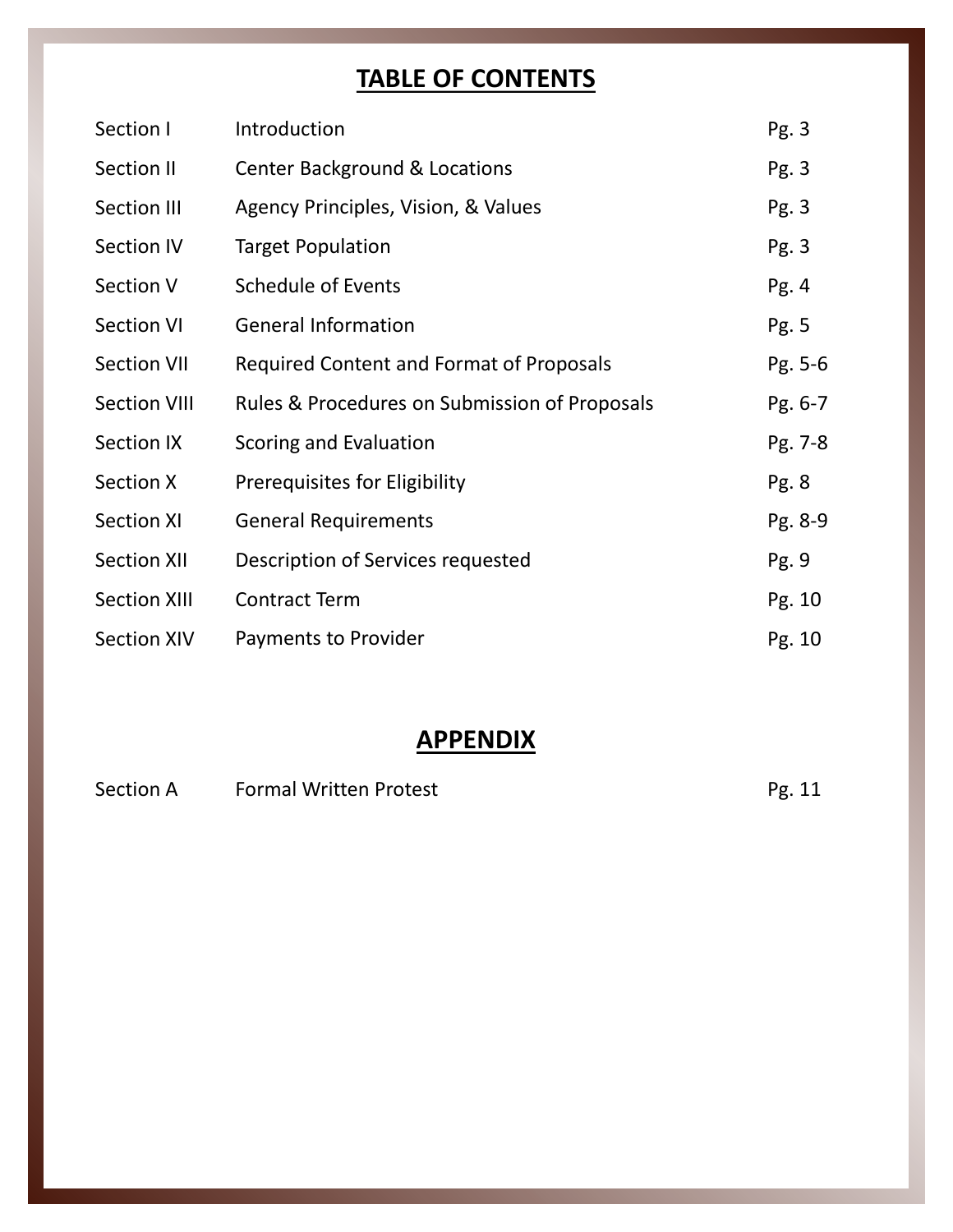# TABLE OF CONTENTS

| | | |
|---|---|---|
| Section I | Introduction | Pg. 3 |
| Section II | Center Background & Locations | Pg. 3 |
| Section III | Agency Principles, Vision, & Values | Pg. 3 |
| Section IV | Target Population | Pg. 3 |
| Section V | Schedule of Events | Pg. 4 |
| Section VI | General Information | Pg. 5 |
| Section VII | Required Content and Format of Proposals | Pg. 5-6 |
| Section VIII | Rules & Procedures on Submission of Proposals | Pg. 6-7 |
| Section IX | Scoring and Evaluation | Pg. 7-8 |
| Section X | Prerequisites for Eligibility | Pg. 8 |
| Section XI | General Requirements | Pg. 8-9 |
| Section XII | Description of Services requested | Pg. 9 |
| Section XIII | Contract Term | Pg. 10 |
| Section XIV | Payments to Provider | Pg. 10 |

# APPENDIX

| | | |
|---|---|---|
| Section A | Formal Written Protest | Pg. 11 |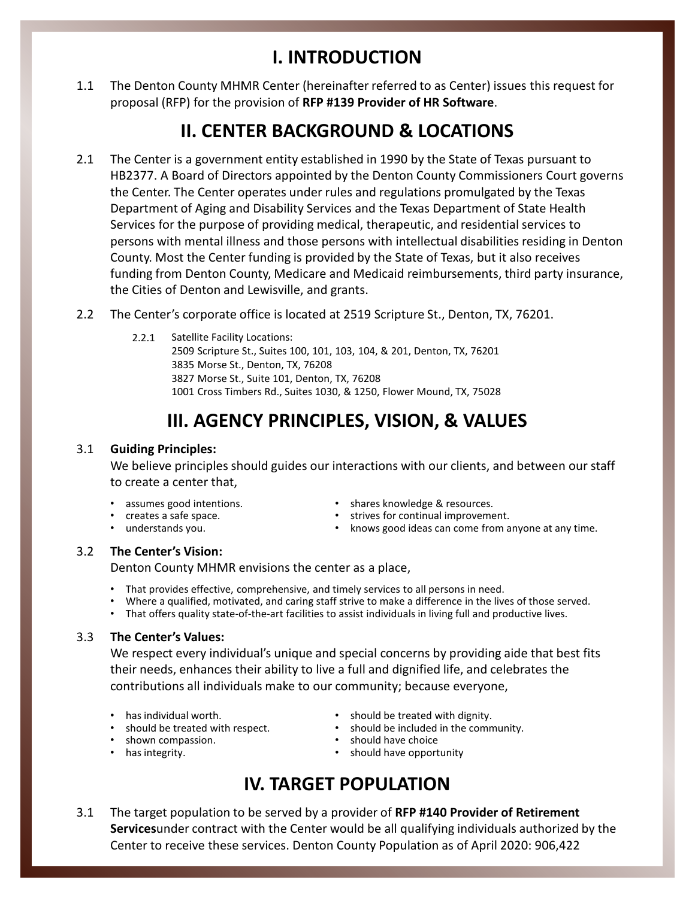# I. INTRODUCTION

1.1 The Denton County MHMR Center (hereinafter referred to as Center) issues this request for proposal (RFP) for the provision of **RFP #139 Provider of HR Software**.

# II. CENTER BACKGROUND & LOCATIONS

2.1 The Center is a government entity established in 1990 by the State of Texas pursuant to HB2377. A Board of Directors appointed by the Denton County Commissioners Court governs the Center. The Center operates under rules and regulations promulgated by the Texas Department of Aging and Disability Services and the Texas Department of State Health Services for the purpose of providing medical, therapeutic, and residential services to persons with mental illness and those persons with intellectual disabilities residing in Denton County. Most the Center funding is provided by the State of Texas, but it also receives funding from Denton County, Medicare and Medicaid reimbursements, third party insurance, the Cities of Denton and Lewisville, and grants.

2.2 The Center's corporate office is located at 2519 Scripture St., Denton, TX, 76201.

2.2.1 Satellite Facility Locations:
2509 Scripture St., Suites 100, 101, 103, 104, & 201, Denton, TX, 76201
3835 Morse St., Denton, TX, 76208
3827 Morse St., Suite 101, Denton, TX, 76208
1001 Cross Timbers Rd., Suites 1030, & 1250, Flower Mound, TX, 75028

# III. AGENCY PRINCIPLES, VISION, & VALUES

3.1 **Guiding Principles:**
We believe principles should guides our interactions with our clients, and between our staff to create a center that,

- assumes good intentions.
- creates a safe space.
- understands you.
- shares knowledge & resources.
- strives for continual improvement.
- knows good ideas can come from anyone at any time.

3.2 **The Center's Vision:**
Denton County MHMR envisions the center as a place,

- That provides effective, comprehensive, and timely services to all persons in need.
- Where a qualified, motivated, and caring staff strive to make a difference in the lives of those served.
- That offers quality state-of-the-art facilities to assist individuals in living full and productive lives.

3.3 **The Center's Values:**
We respect every individual's unique and special concerns by providing aide that best fits their needs, enhances their ability to live a full and dignified life, and celebrates the contributions all individuals make to our community; because everyone,

- has individual worth.
- should be treated with respect.
- shown compassion.
- has integrity.
- should be treated with dignity.
- should be included in the community.
- should have choice
- should have opportunity

# IV. TARGET POPULATION

3.1 The target population to be served by a provider of **RFP #140 Provider of Retirement Services**under contract with the Center would be all qualifying individuals authorized by the Center to receive these services. Denton County Population as of April 2020: 906,422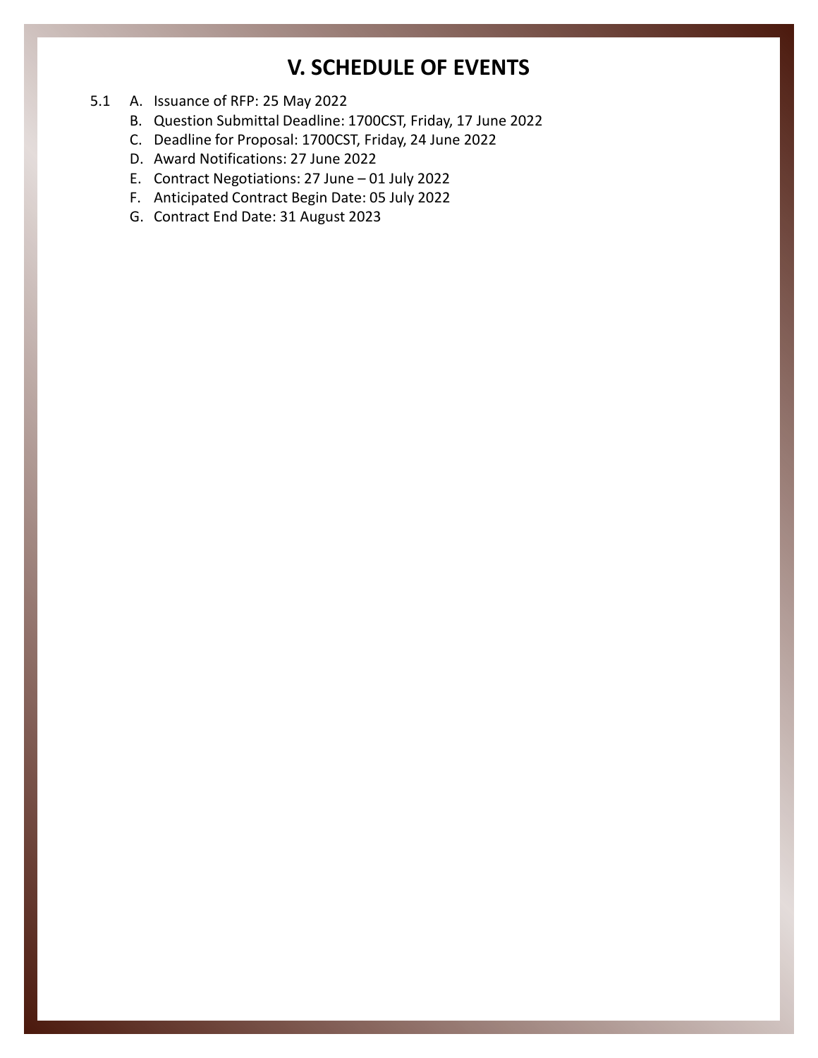# V. SCHEDULE OF EVENTS

5.1

A. Issuance of RFP: 25 May 2022

B. Question Submittal Deadline: 1700CST, Friday, 17 June 2022

C. Deadline for Proposal: 1700CST, Friday, 24 June 2022

D. Award Notifications: 27 June 2022

E. Contract Negotiations: 27 June – 01 July 2022

F. Anticipated Contract Begin Date: 05 July 2022

G. Contract End Date: 31 August 2023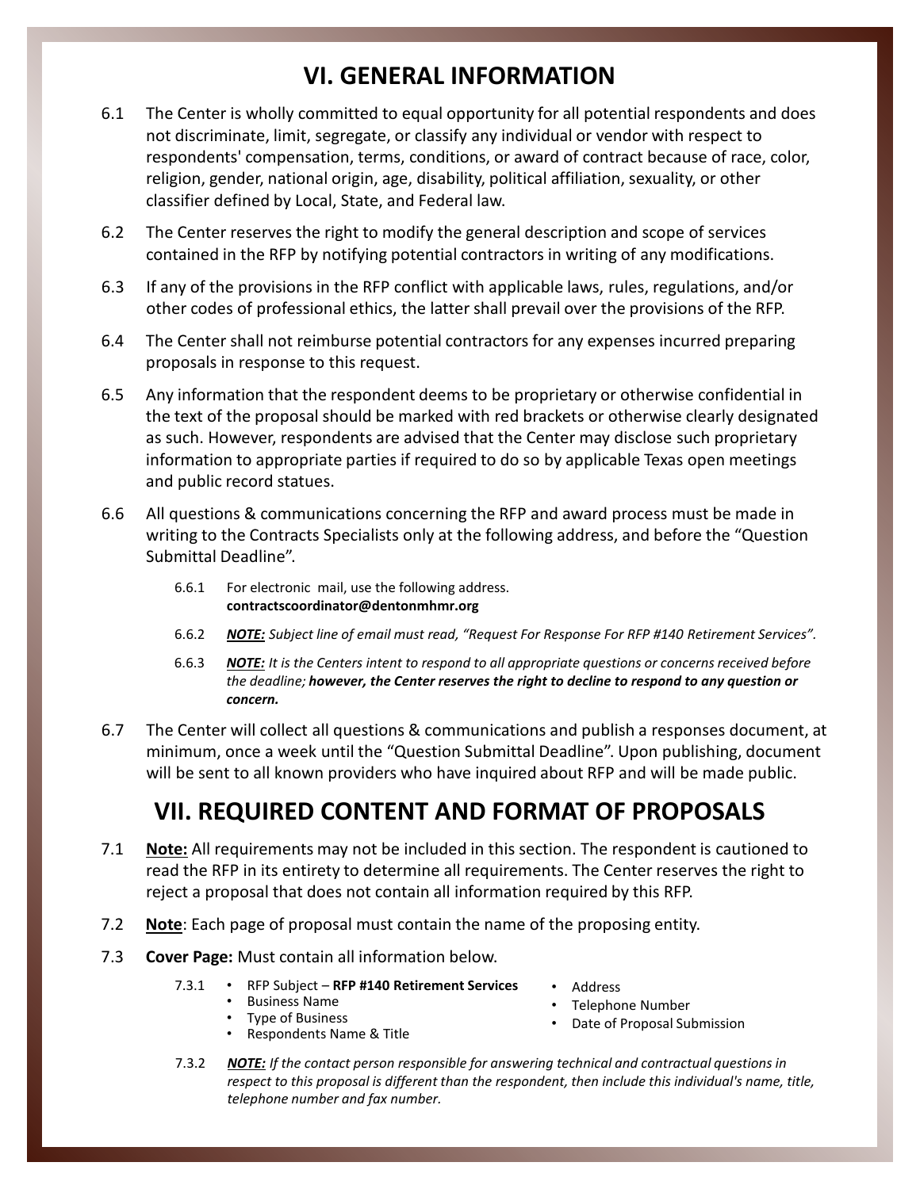## VI. GENERAL INFORMATION

6.1 The Center is wholly committed to equal opportunity for all potential respondents and does not discriminate, limit, segregate, or classify any individual or vendor with respect to respondents' compensation, terms, conditions, or award of contract because of race, color, religion, gender, national origin, age, disability, political affiliation, sexuality, or other classifier defined by Local, State, and Federal law.

6.2 The Center reserves the right to modify the general description and scope of services contained in the RFP by notifying potential contractors in writing of any modifications.

6.3 If any of the provisions in the RFP conflict with applicable laws, rules, regulations, and/or other codes of professional ethics, the latter shall prevail over the provisions of the RFP.

6.4 The Center shall not reimburse potential contractors for any expenses incurred preparing proposals in response to this request.

6.5 Any information that the respondent deems to be proprietary or otherwise confidential in the text of the proposal should be marked with red brackets or otherwise clearly designated as such. However, respondents are advised that the Center may disclose such proprietary information to appropriate parties if required to do so by applicable Texas open meetings and public record statues.

6.6 All questions & communications concerning the RFP and award process must be made in writing to the Contracts Specialists only at the following address, and before the "Question Submittal Deadline".

6.6.1 For electronic mail, use the following address.
**contractscoordinator@dentonmhmr.org**

6.6.2 ***NOTE:*** *Subject line of email must read, "Request For Response For RFP #140 Retirement Services".*

6.6.3 ***NOTE:*** *It is the Centers intent to respond to all appropriate questions or concerns received before the deadline;* ***however, the Center reserves the right to decline to respond to any question or concern.***

6.7 The Center will collect all questions & communications and publish a responses document, at minimum, once a week until the "Question Submittal Deadline". Upon publishing, document will be sent to all known providers who have inquired about RFP and will be made public.

## VII. REQUIRED CONTENT AND FORMAT OF PROPOSALS

7.1 **Note:** All requirements may not be included in this section. The respondent is cautioned to read the RFP in its entirety to determine all requirements. The Center reserves the right to reject a proposal that does not contain all information required by this RFP.

7.2 **Note**: Each page of proposal must contain the name of the proposing entity.

7.3 **Cover Page:** Must contain all information below.

7.3.1
- RFP Subject – **RFP #140 Retirement Services**
- Business Name
- Type of Business
- Respondents Name & Title
- Address
- Telephone Number
- Date of Proposal Submission

7.3.2 ***NOTE:*** *If the contact person responsible for answering technical and contractual questions in respect to this proposal is different than the respondent, then include this individual's name, title, telephone number and fax number.*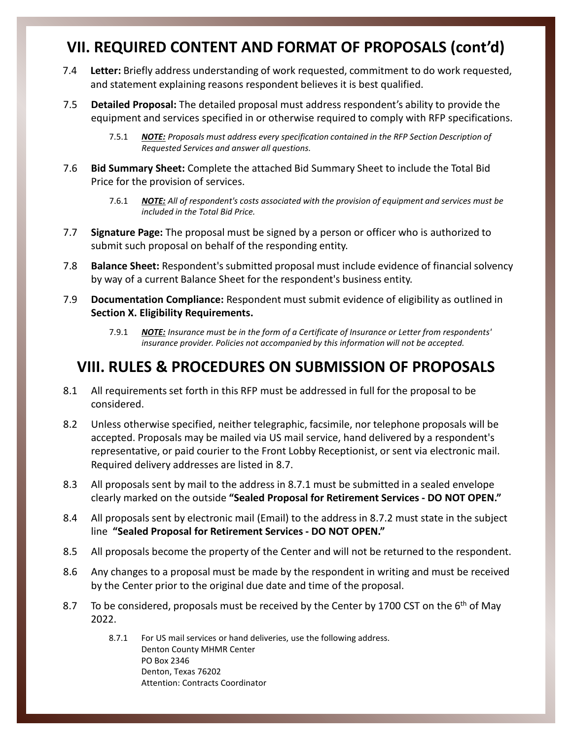## VII. REQUIRED CONTENT AND FORMAT OF PROPOSALS (cont'd)

7.4 **Letter:** Briefly address understanding of work requested, commitment to do work requested, and statement explaining reasons respondent believes it is best qualified.

7.5 **Detailed Proposal:** The detailed proposal must address respondent's ability to provide the equipment and services specified in or otherwise required to comply with RFP specifications.

> 7.5.1 ***NOTE:*** *Proposals must address every specification contained in the RFP Section Description of Requested Services and answer all questions.*

7.6 **Bid Summary Sheet:** Complete the attached Bid Summary Sheet to include the Total Bid Price for the provision of services.

> 7.6.1 ***NOTE:*** *All of respondent's costs associated with the provision of equipment and services must be included in the Total Bid Price.*

7.7 **Signature Page:** The proposal must be signed by a person or officer who is authorized to submit such proposal on behalf of the responding entity.

7.8 **Balance Sheet:** Respondent's submitted proposal must include evidence of financial solvency by way of a current Balance Sheet for the respondent's business entity.

7.9 **Documentation Compliance:** Respondent must submit evidence of eligibility as outlined in **Section X. Eligibility Requirements.**

> 7.9.1 ***NOTE:*** *Insurance must be in the form of a Certificate of Insurance or Letter from respondents' insurance provider. Policies not accompanied by this information will not be accepted.*

## VIII. RULES & PROCEDURES ON SUBMISSION OF PROPOSALS

8.1 All requirements set forth in this RFP must be addressed in full for the proposal to be considered.

8.2 Unless otherwise specified, neither telegraphic, facsimile, nor telephone proposals will be accepted. Proposals may be mailed via US mail service, hand delivered by a respondent's representative, or paid courier to the Front Lobby Receptionist, or sent via electronic mail. Required delivery addresses are listed in 8.7.

8.3 All proposals sent by mail to the address in 8.7.1 must be submitted in a sealed envelope clearly marked on the outside **"Sealed Proposal for Retirement Services - DO NOT OPEN."**

8.4 All proposals sent by electronic mail (Email) to the address in 8.7.2 must state in the subject line **"Sealed Proposal for Retirement Services - DO NOT OPEN."**

8.5 All proposals become the property of the Center and will not be returned to the respondent.

8.6 Any changes to a proposal must be made by the respondent in writing and must be received by the Center prior to the original due date and time of the proposal.

8.7 To be considered, proposals must be received by the Center by 1700 CST on the 6th of May 2022.

> 8.7.1 For US mail services or hand deliveries, use the following address.
> Denton County MHMR Center
> PO Box 2346
> Denton, Texas 76202
> Attention: Contracts Coordinator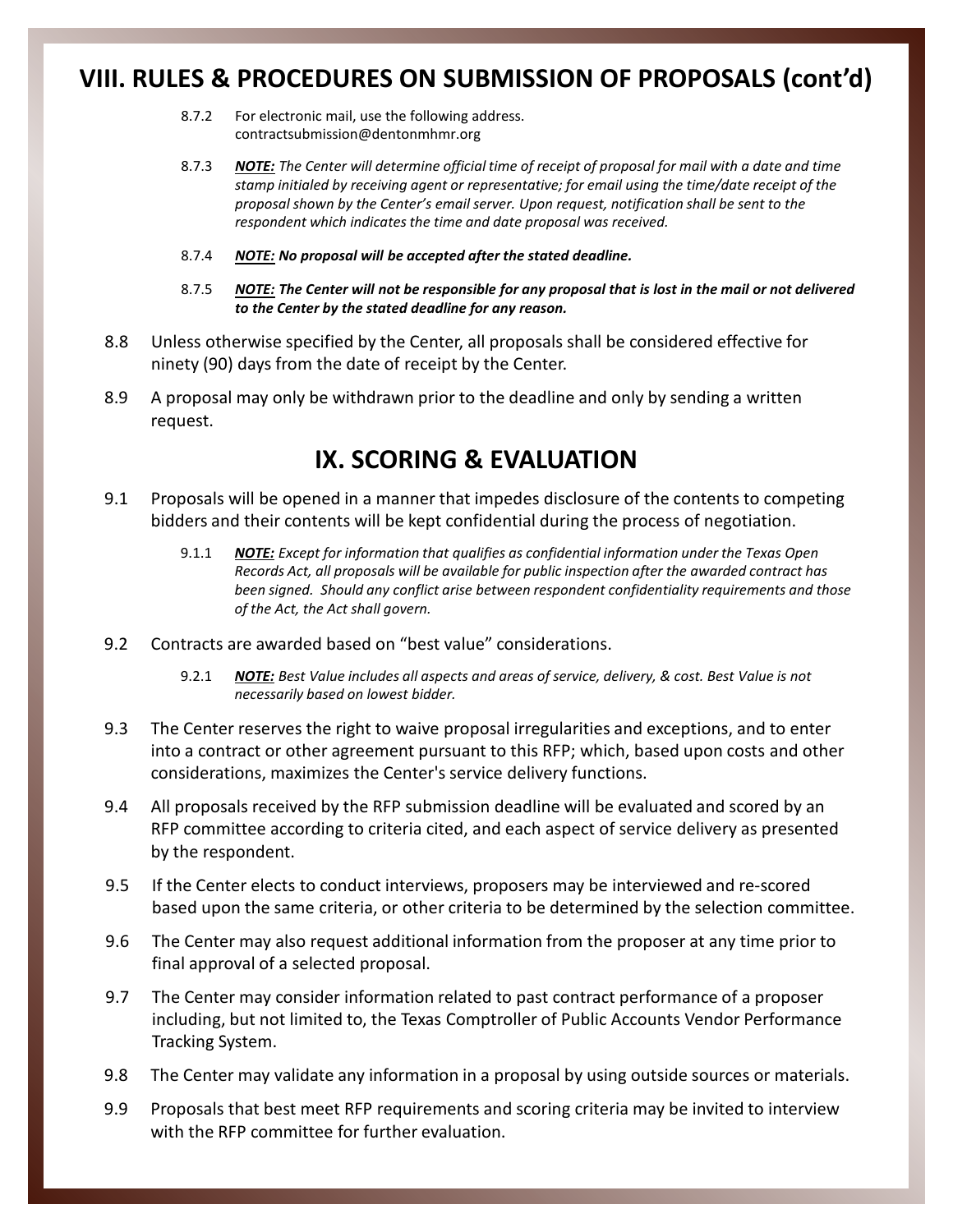## VIII. RULES & PROCEDURES ON SUBMISSION OF PROPOSALS (cont'd)

8.7.2 For electronic mail, use the following address. contractsubmission@dentonmhmr.org

8.7.3 ***NOTE:*** *The Center will determine official time of receipt of proposal for mail with a date and time stamp initialed by receiving agent or representative; for email using the time/date receipt of the proposal shown by the Center's email server. Upon request, notification shall be sent to the respondent which indicates the time and date proposal was received.*

8.7.4 ***NOTE: No proposal will be accepted after the stated deadline.***

8.7.5 ***NOTE: The Center will not be responsible for any proposal that is lost in the mail or not delivered to the Center by the stated deadline for any reason.***

8.8 Unless otherwise specified by the Center, all proposals shall be considered effective for ninety (90) days from the date of receipt by the Center.

8.9 A proposal may only be withdrawn prior to the deadline and only by sending a written request.

## IX. SCORING & EVALUATION

9.1 Proposals will be opened in a manner that impedes disclosure of the contents to competing bidders and their contents will be kept confidential during the process of negotiation.

9.1.1 ***NOTE:*** *Except for information that qualifies as confidential information under the Texas Open Records Act, all proposals will be available for public inspection after the awarded contract has been signed. Should any conflict arise between respondent confidentiality requirements and those of the Act, the Act shall govern.*

9.2 Contracts are awarded based on "best value" considerations.

9.2.1 ***NOTE:*** *Best Value includes all aspects and areas of service, delivery, & cost. Best Value is not necessarily based on lowest bidder.*

9.3 The Center reserves the right to waive proposal irregularities and exceptions, and to enter into a contract or other agreement pursuant to this RFP; which, based upon costs and other considerations, maximizes the Center's service delivery functions.

9.4 All proposals received by the RFP submission deadline will be evaluated and scored by an RFP committee according to criteria cited, and each aspect of service delivery as presented by the respondent.

9.5 If the Center elects to conduct interviews, proposers may be interviewed and re-scored based upon the same criteria, or other criteria to be determined by the selection committee.

9.6 The Center may also request additional information from the proposer at any time prior to final approval of a selected proposal.

9.7 The Center may consider information related to past contract performance of a proposer including, but not limited to, the Texas Comptroller of Public Accounts Vendor Performance Tracking System.

9.8 The Center may validate any information in a proposal by using outside sources or materials.

9.9 Proposals that best meet RFP requirements and scoring criteria may be invited to interview with the RFP committee for further evaluation.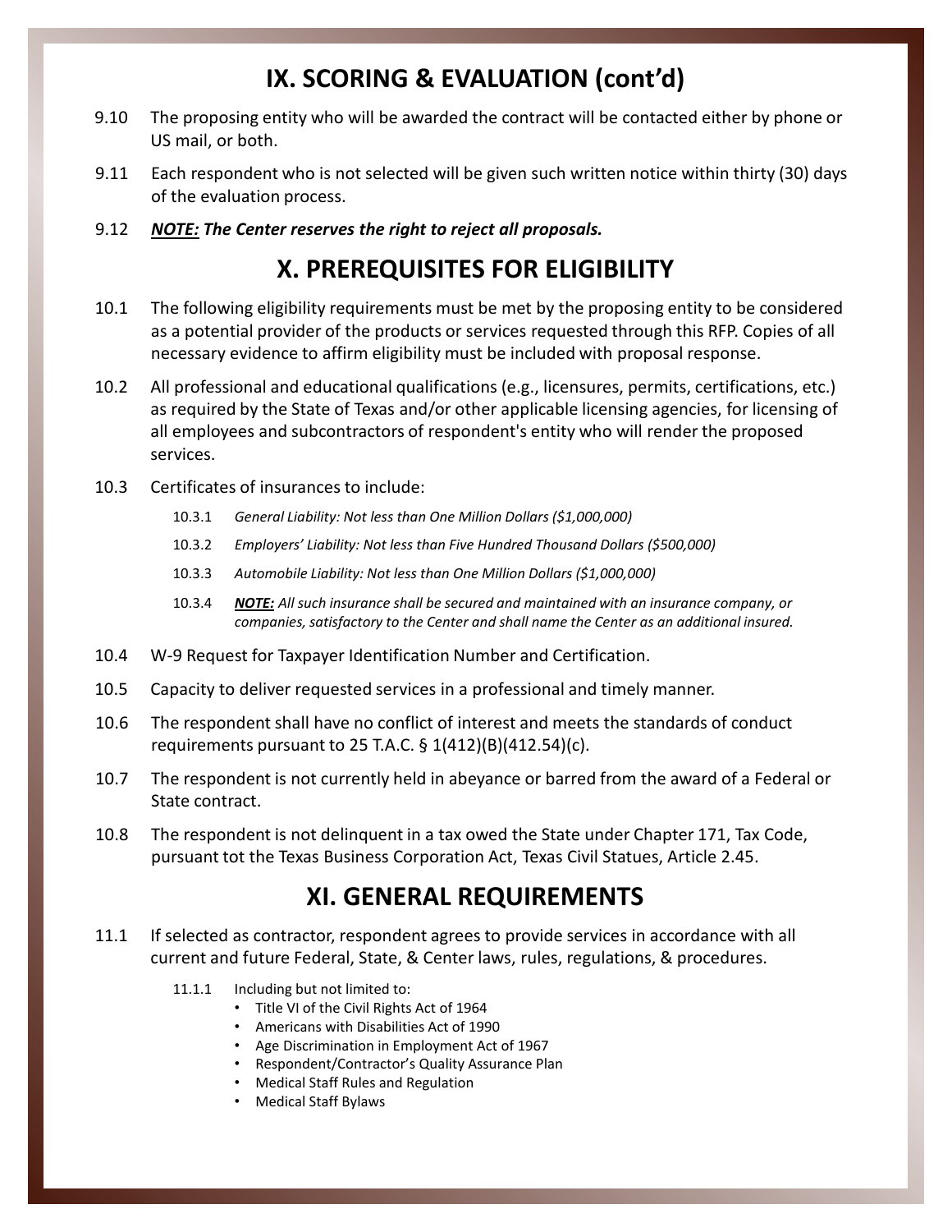## IX. SCORING & EVALUATION (cont'd)

9.10 The proposing entity who will be awarded the contract will be contacted either by phone or US mail, or both.

9.11 Each respondent who is not selected will be given such written notice within thirty (30) days of the evaluation process.

9.12 ***<u>NOTE:</u> The Center reserves the right to reject all proposals.***

## X. PREREQUISITES FOR ELIGIBILITY

10.1 The following eligibility requirements must be met by the proposing entity to be considered as a potential provider of the products or services requested through this RFP. Copies of all necessary evidence to affirm eligibility must be included with proposal response.

10.2 All professional and educational qualifications (e.g., licensures, permits, certifications, etc.) as required by the State of Texas and/or other applicable licensing agencies, for licensing of all employees and subcontractors of respondent's entity who will render the proposed services.

10.3 Certificates of insurances to include:

- 10.3.1 *General Liability: Not less than One Million Dollars ($1,000,000)*
- 10.3.2 *Employers' Liability: Not less than Five Hundred Thousand Dollars ($500,000)*
- 10.3.3 *Automobile Liability: Not less than One Million Dollars ($1,000,000)*
- 10.3.4 ***<u>NOTE:</u>*** *All such insurance shall be secured and maintained with an insurance company, or companies, satisfactory to the Center and shall name the Center as an additional insured.*

10.4 W-9 Request for Taxpayer Identification Number and Certification.

10.5 Capacity to deliver requested services in a professional and timely manner.

10.6 The respondent shall have no conflict of interest and meets the standards of conduct requirements pursuant to 25 T.A.C. § 1(412)(B)(412.54)(c).

10.7 The respondent is not currently held in abeyance or barred from the award of a Federal or State contract.

10.8 The respondent is not delinquent in a tax owed the State under Chapter 171, Tax Code, pursuant tot the Texas Business Corporation Act, Texas Civil Statues, Article 2.45.

## XI. GENERAL REQUIREMENTS

11.1 If selected as contractor, respondent agrees to provide services in accordance with all current and future Federal, State, & Center laws, rules, regulations, & procedures.

- 11.1.1 Including but not limited to:
  - Title VI of the Civil Rights Act of 1964
  - Americans with Disabilities Act of 1990
  - Age Discrimination in Employment Act of 1967
  - Respondent/Contractor's Quality Assurance Plan
  - Medical Staff Rules and Regulation
  - Medical Staff Bylaws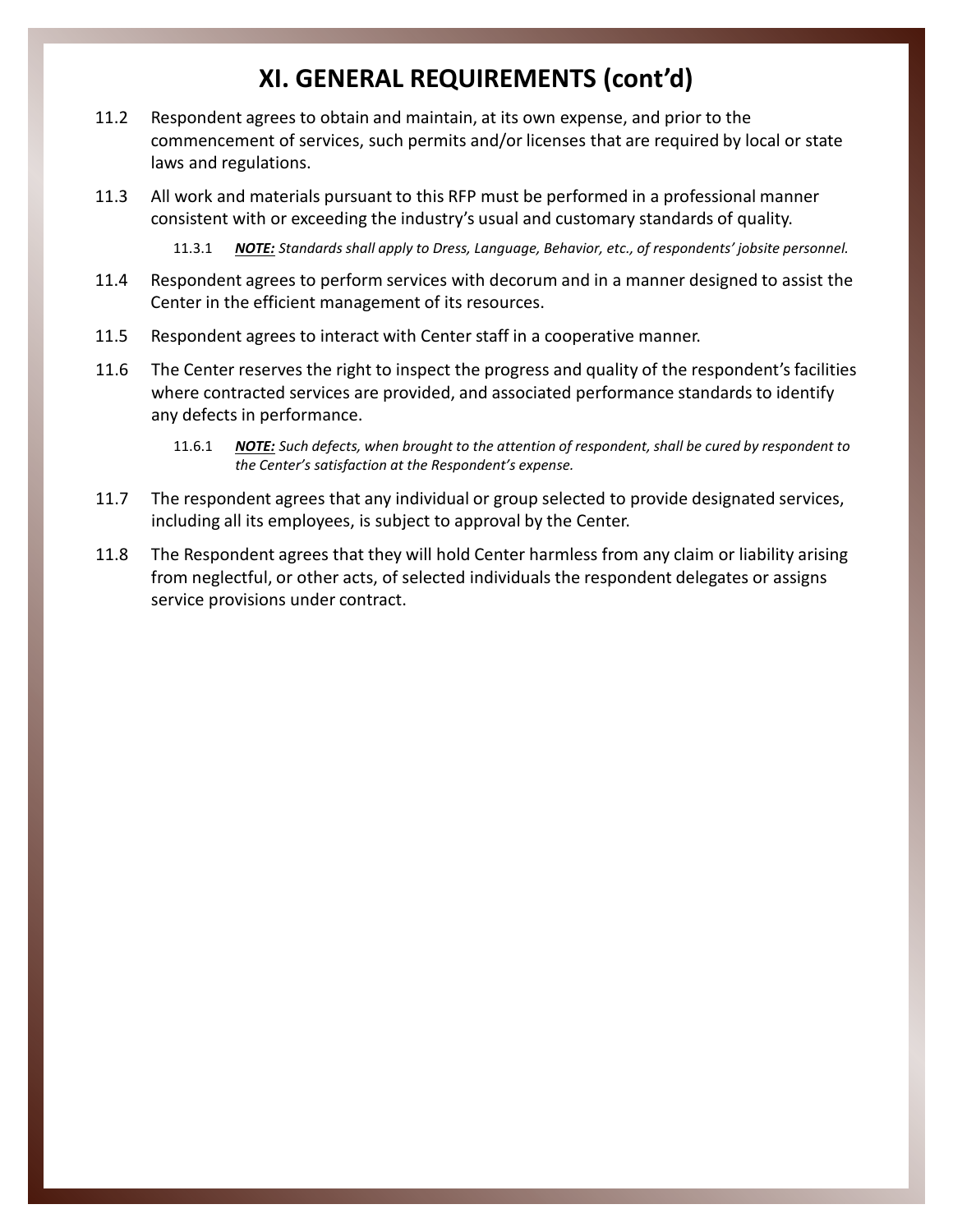# XI. GENERAL REQUIREMENTS (cont'd)

11.2 Respondent agrees to obtain and maintain, at its own expense, and prior to the commencement of services, such permits and/or licenses that are required by local or state laws and regulations.

11.3 All work and materials pursuant to this RFP must be performed in a professional manner consistent with or exceeding the industry's usual and customary standards of quality.

> 11.3.1 ***NOTE:*** *Standards shall apply to Dress, Language, Behavior, etc., of respondents' jobsite personnel.*

11.4 Respondent agrees to perform services with decorum and in a manner designed to assist the Center in the efficient management of its resources.

11.5 Respondent agrees to interact with Center staff in a cooperative manner.

11.6 The Center reserves the right to inspect the progress and quality of the respondent's facilities where contracted services are provided, and associated performance standards to identify any defects in performance.

> 11.6.1 ***NOTE:*** *Such defects, when brought to the attention of respondent, shall be cured by respondent to the Center's satisfaction at the Respondent's expense.*

11.7 The respondent agrees that any individual or group selected to provide designated services, including all its employees, is subject to approval by the Center.

11.8 The Respondent agrees that they will hold Center harmless from any claim or liability arising from neglectful, or other acts, of selected individuals the respondent delegates or assigns service provisions under contract.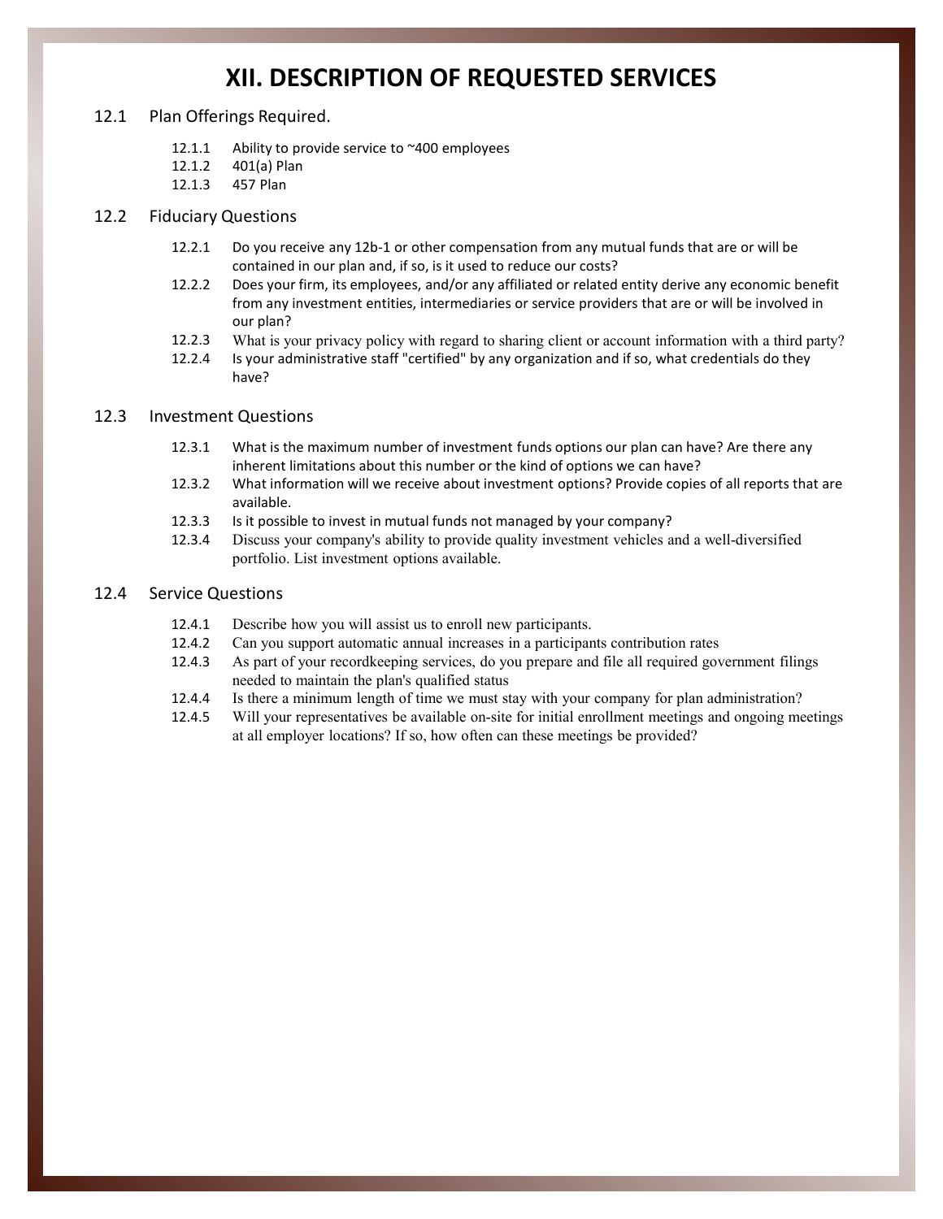# XII. DESCRIPTION OF REQUESTED SERVICES

12.1 Plan Offerings Required.

- 12.1.1 Ability to provide service to ~400 employees
- 12.1.2 401(a) Plan
- 12.1.3 457 Plan

12.2 Fiduciary Questions

- 12.2.1 Do you receive any 12b-1 or other compensation from any mutual funds that are or will be contained in our plan and, if so, is it used to reduce our costs?
- 12.2.2 Does your firm, its employees, and/or any affiliated or related entity derive any economic benefit from any investment entities, intermediaries or service providers that are or will be involved in our plan?
- 12.2.3 What is your privacy policy with regard to sharing client or account information with a third party?
- 12.2.4 Is your administrative staff "certified" by any organization and if so, what credentials do they have?

12.3 Investment Questions

- 12.3.1 What is the maximum number of investment funds options our plan can have? Are there any inherent limitations about this number or the kind of options we can have?
- 12.3.2 What information will we receive about investment options? Provide copies of all reports that are available.
- 12.3.3 Is it possible to invest in mutual funds not managed by your company?
- 12.3.4 Discuss your company's ability to provide quality investment vehicles and a well-diversified portfolio. List investment options available.

12.4 Service Questions

- 12.4.1 Describe how you will assist us to enroll new participants.
- 12.4.2 Can you support automatic annual increases in a participants contribution rates
- 12.4.3 As part of your recordkeeping services, do you prepare and file all required government filings needed to maintain the plan's qualified status
- 12.4.4 Is there a minimum length of time we must stay with your company for plan administration?
- 12.4.5 Will your representatives be available on-site for initial enrollment meetings and ongoing meetings at all employer locations? If so, how often can these meetings be provided?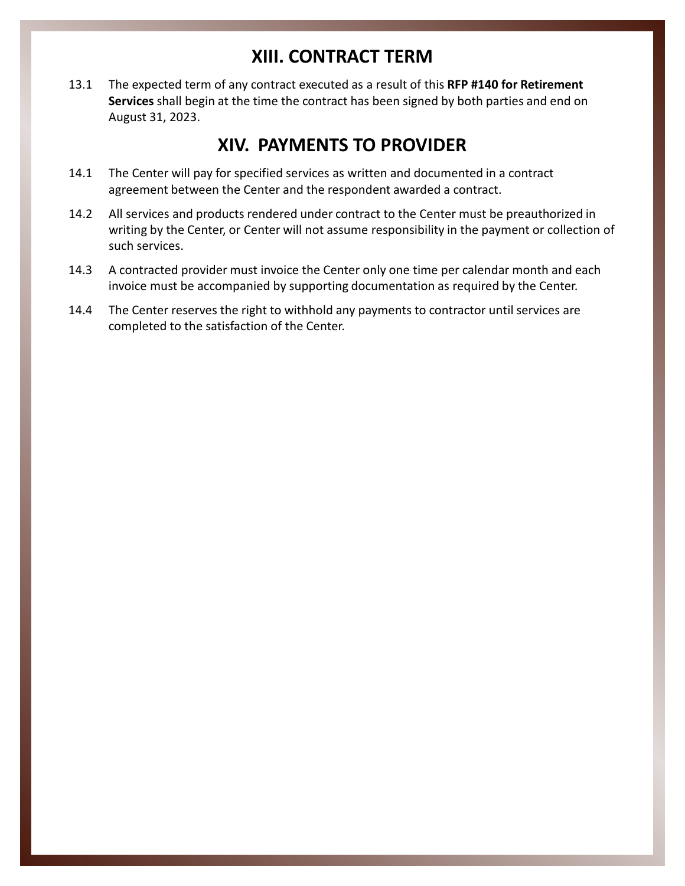## XIII. CONTRACT TERM

13.1 The expected term of any contract executed as a result of this **RFP #140 for Retirement Services** shall begin at the time the contract has been signed by both parties and end on August 31, 2023.

## XIV. PAYMENTS TO PROVIDER

14.1 The Center will pay for specified services as written and documented in a contract agreement between the Center and the respondent awarded a contract.

14.2 All services and products rendered under contract to the Center must be preauthorized in writing by the Center, or Center will not assume responsibility in the payment or collection of such services.

14.3 A contracted provider must invoice the Center only one time per calendar month and each invoice must be accompanied by supporting documentation as required by the Center.

14.4 The Center reserves the right to withhold any payments to contractor until services are completed to the satisfaction of the Center.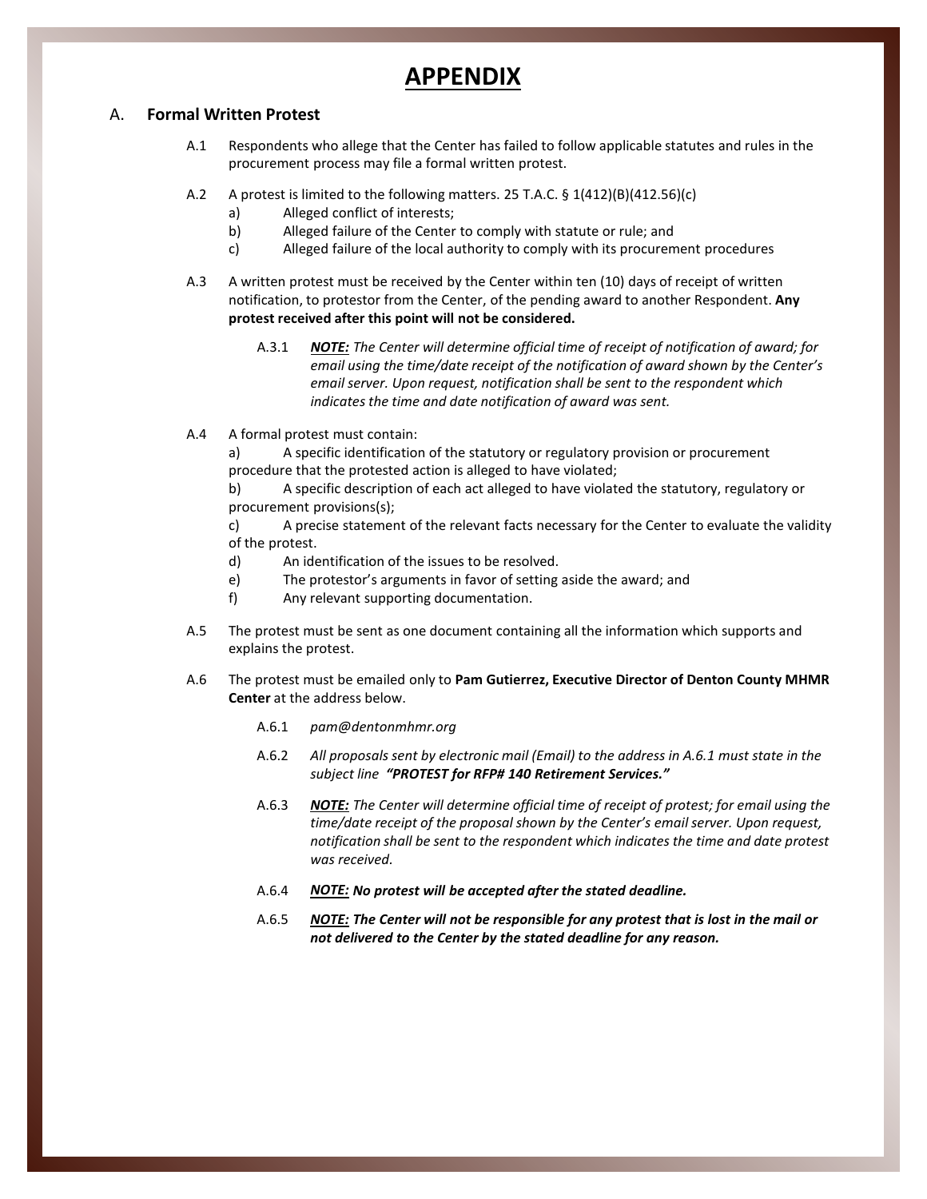# APPENDIX

## A. Formal Written Protest

A.1 Respondents who allege that the Center has failed to follow applicable statutes and rules in the procurement process may file a formal written protest.

A.2 A protest is limited to the following matters. 25 T.A.C. § 1(412)(B)(412.56)(c)

- a) Alleged conflict of interests;
- b) Alleged failure of the Center to comply with statute or rule; and
- c) Alleged failure of the local authority to comply with its procurement procedures

A.3 A written protest must be received by the Center within ten (10) days of receipt of written notification, to protestor from the Center, of the pending award to another Respondent. **Any protest received after this point will not be considered.**

> A.3.1 ***NOTE:*** *The Center will determine official time of receipt of notification of award; for email using the time/date receipt of the notification of award shown by the Center's email server. Upon request, notification shall be sent to the respondent which indicates the time and date notification of award was sent.*

A.4 A formal protest must contain:

- a) A specific identification of the statutory or regulatory provision or procurement procedure that the protested action is alleged to have violated;
- b) A specific description of each act alleged to have violated the statutory, regulatory or procurement provisions(s);
- c) A precise statement of the relevant facts necessary for the Center to evaluate the validity of the protest.
- d) An identification of the issues to be resolved.
- e) The protestor's arguments in favor of setting aside the award; and
- f) Any relevant supporting documentation.

A.5 The protest must be sent as one document containing all the information which supports and explains the protest.

A.6 The protest must be emailed only to **Pam Gutierrez, Executive Director of Denton County MHMR Center** at the address below.

> A.6.1 *pam@dentonmhmr.org*
>
> A.6.2 *All proposals sent by electronic mail (Email) to the address in A.6.1 must state in the subject line* ***"PROTEST for RFP# 140 Retirement Services."***
>
> A.6.3 ***NOTE:*** *The Center will determine official time of receipt of protest; for email using the time/date receipt of the proposal shown by the Center's email server. Upon request, notification shall be sent to the respondent which indicates the time and date protest was received.*
>
> A.6.4 ***NOTE:*** ***No protest will be accepted after the stated deadline.***
>
> A.6.5 ***NOTE:*** ***The Center will not be responsible for any protest that is lost in the mail or not delivered to the Center by the stated deadline for any reason.***